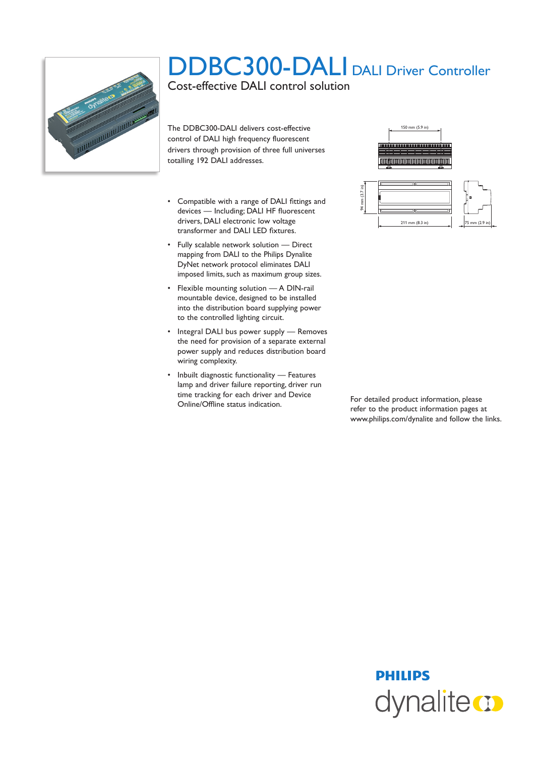# DDBC300-DALI DALI Driver Controller

## Cost-effective DALI control solution

The DDBC300-DALI delivers cost-effective control of DALI high frequency fluorescent drivers through provision of three full universes totalling 192 DALI addresses.

- Compatible with a range of DALI fittings and devices — Including; DALI HF fluorescent drivers, DALI electronic low voltage transformer and DALI LED fixtures.
- Fully scalable network solution — Direct mapping from DALI to the Philips Dynalite DyNet network protocol eliminates DALI imposed limits, such as maximum group sizes.
- Flexible mounting solution — A DIN-rail mountable device, designed to be installed into the distribution board supplying power to the controlled lighting circuit.
- Integral DALI bus power supply — Removes the need for provision of a separate external power supply and reduces distribution board wiring complexity.
- Inbuilt diagnostic functionality — Features lamp and driver failure reporting, driver run time tracking for each driver and Device Online/Offline status indication.

150 mm (5.9 in)

94 mm (3.7 in)

211 mm (8.3 in)

75 mm (2.9 in)

For detailed product information, please refer to the product information pages at www.philips.com/dynalite and follow the links.

PHILIPS dynalite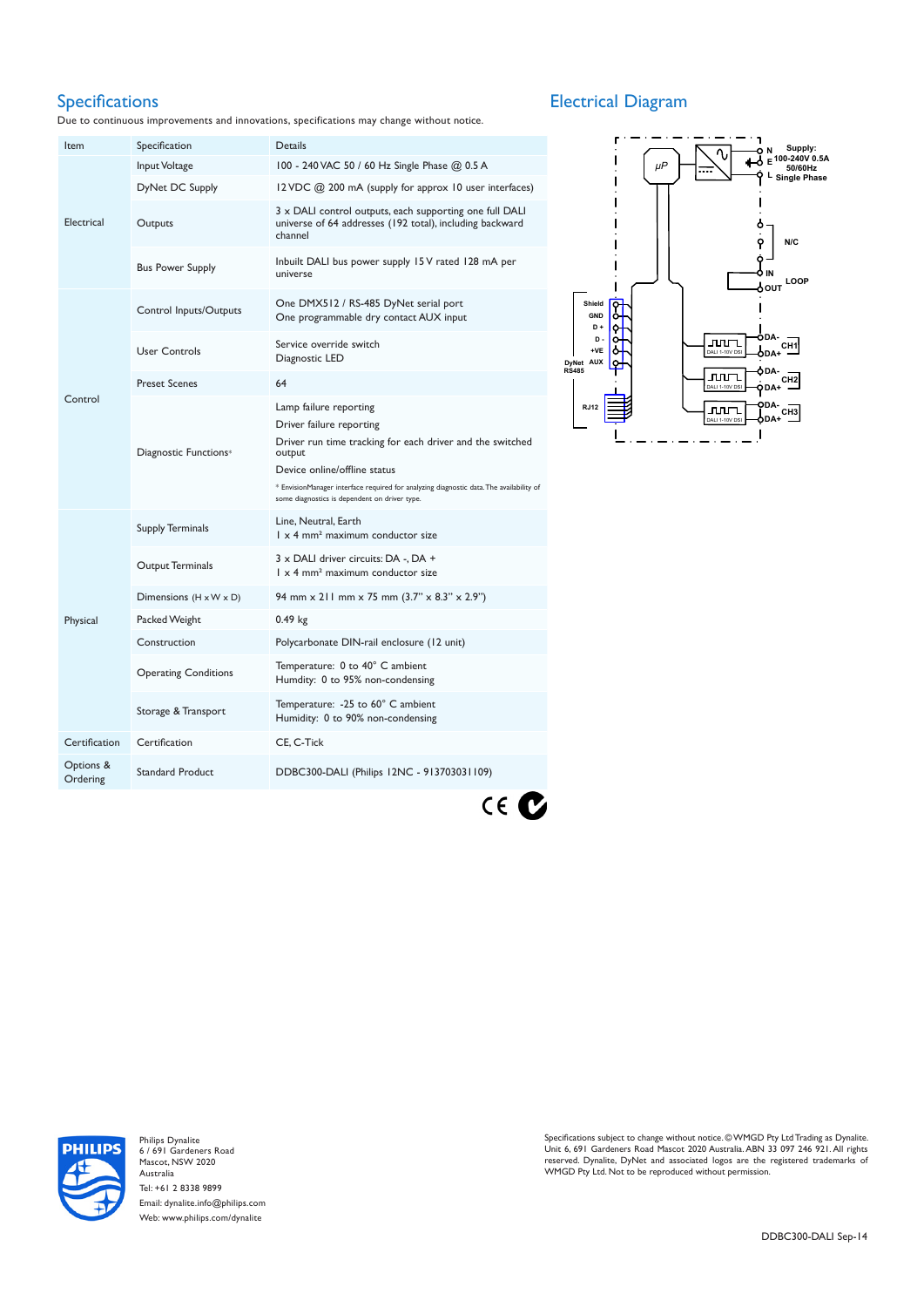## Specifications

Due to continuous improvements and innovations, specifications may change without notice.

| Item | Specification | Details |
|---|---|---|
| Electrical | Input Voltage | 100 - 240 VAC 50 / 60 Hz Single Phase @ 0.5 A |
| | DyNet DC Supply | 12 VDC @ 200 mA (supply for approx 10 user interfaces) |
| | Outputs | 3 x DALI control outputs, each supporting one full DALI universe of 64 addresses (192 total), including backward channel |
| | Bus Power Supply | Inbuilt DALI bus power supply 15 V rated 128 mA per universe |
| Control | Control Inputs/Outputs | One DMX512 / RS-485 DyNet serial port<br>One programmable dry contact AUX input |
| | User Controls | Service override switch<br>Diagnostic LED |
| | Preset Scenes | 64 |
| | Diagnostic Functions* | Lamp failure reporting<br>Driver failure reporting<br>Driver run time tracking for each driver and the switched output<br>Device online/offline status<br>* EnvisionManager interface required for analyzing diagnostic data. The availability of some diagnostics is dependent on driver type. |
| Physical | Supply Terminals | Line, Neutral, Earth<br>1 x 4 mm² maximum conductor size |
| | Output Terminals | 3 x DALI driver circuits: DA -, DA +<br>1 x 4 mm² maximum conductor size |
| | Dimensions (H x W x D) | 94 mm x 211 mm x 75 mm (3.7" x 8.3" x 2.9") |
| | Packed Weight | 0.49 kg |
| | Construction | Polycarbonate DIN-rail enclosure (12 unit) |
| | Operating Conditions | Temperature: 0 to 40° C ambient<br>Humdity: 0 to 95% non-condensing |
| | Storage & Transport | Temperature: -25 to 60° C ambient<br>Humdity: 0 to 90% non-condensing |
| Certification | Certification | CE, C-Tick |
| Options & Ordering | Standard Product | DDBC300-DALI (Philips 12NC - 913703031109) |

## Electrical Diagram

μP

N
E
L
Supply:
100-240V 0.5A
50/60Hz
Single Phase

N/C

IN
OUT
LOOP

Shield
GND
D +
D -
+VE
AUX
DyNet
RS485

RJ12

DALI 1-10V DSI
DA-
DA+
CH1

DALI 1-10V DSI
DA-
DA+
CH2

DALI 1-10V DSI
DA-
DA+
CH3

Philips Dynalite
6 / 691 Gardeners Road
Mascot, NSW 2020
Australia
Tel: +61 2 8338 9899
Email: dynalite.info@philips.com
Web: www.philips.com/dynalite

Specifications subject to change without notice. © WMGD Pty Ltd Trading as Dynalite. Unit 6, 691 Gardeners Road Mascot 2020 Australia. ABN 33 097 246 921. All rights reserved. Dynalite, DyNet and associated logos are the registered trademarks of WMGD Pty Ltd. Not to be reproduced without permission.

DDBC300-DALI Sep-14